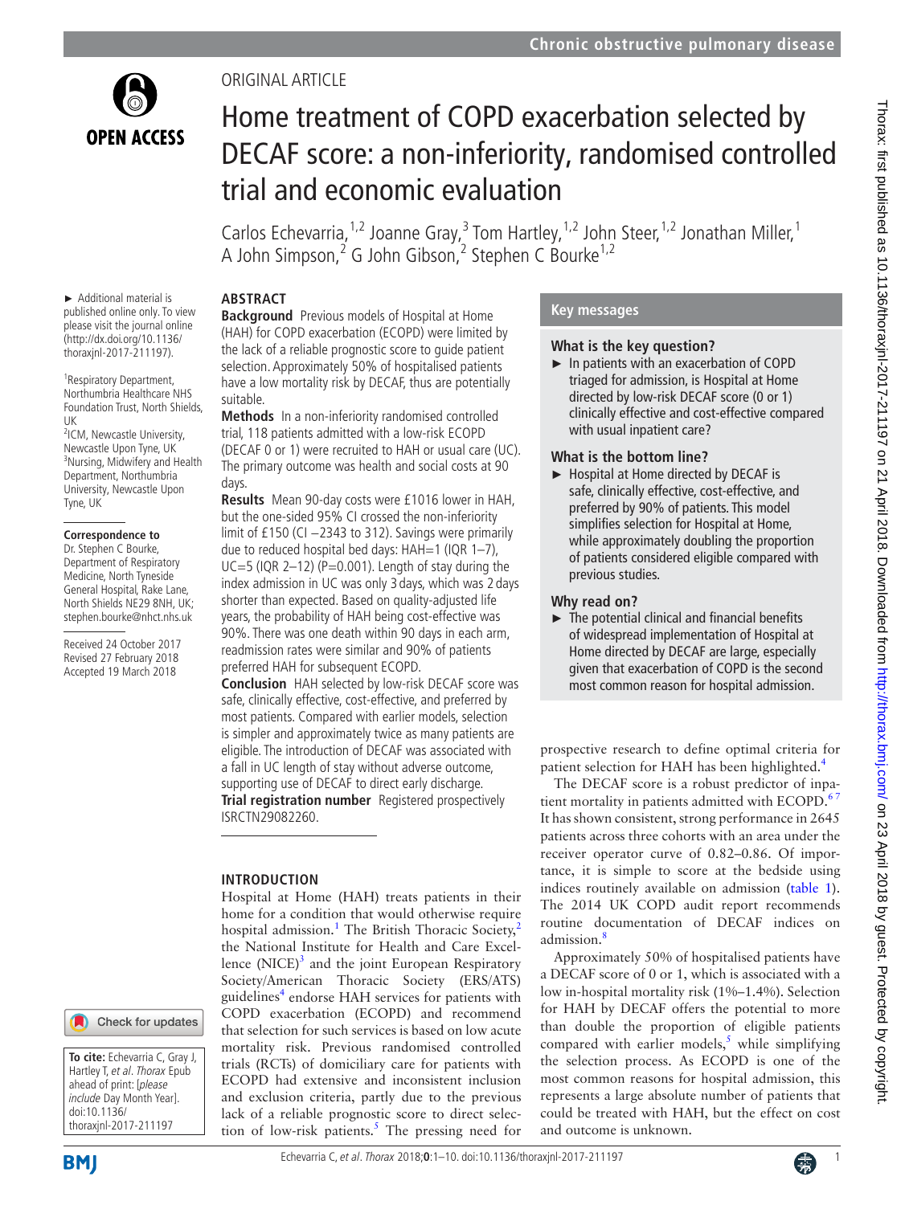ORIGINAL ARTICLE

# Home treatment of COPD exacerbation selected by DECAF score: a non-inferiority, randomised controlled trial and economic evaluation

Carlos Echevarria,[1,2] Joanne Gray,[3] Tom Hartley,[1,2] John Steer,[1,2] Jonathan Miller,[1] A John Simpson,[2] G John Gibson,[2] Stephen C Bourke[1,2]

► Additional material is published online only. To view please visit the journal online (http://dx.doi.org/10.1136/thoraxjnl-2017-211197).

[1]Respiratory Department, Northumbria Healthcare NHS Foundation Trust, North Shields, UK
[2]ICM, Newcastle University, Newcastle Upon Tyne, UK
[3]Nursing, Midwifery and Health Department, Northumbria University, Newcastle Upon Tyne, UK

**Correspondence to**
Dr. Stephen C Bourke, Department of Respiratory Medicine, North Tyneside General Hospital, Rake Lane, North Shields NE29 8NH, UK; stephen.bourke@nhct.nhs.uk

Received 24 October 2017
Revised 27 February 2018
Accepted 19 March 2018

## ABSTRACT

**Background** Previous models of Hospital at Home (HAH) for COPD exacerbation (ECOPD) were limited by the lack of a reliable prognostic score to guide patient selection. Approximately 50% of hospitalised patients have a low mortality risk by DECAF, thus are potentially suitable.

**Methods** In a non-inferiority randomised controlled trial, 118 patients admitted with a low-risk ECOPD (DECAF 0 or 1) were recruited to HAH or usual care (UC). The primary outcome was health and social costs at 90 days.

**Results** Mean 90-day costs were £1016 lower in HAH, but the one-sided 95% CI crossed the non-inferiority limit of £150 (CI −2343 to 312). Savings were primarily due to reduced hospital bed days: HAH=1 (IQR 1–7), UC=5 (IQR 2–12) (P=0.001). Length of stay during the index admission in UC was only 3 days, which was 2 days shorter than expected. Based on quality-adjusted life years, the probability of HAH being cost-effective was 90%. There was one death within 90 days in each arm, readmission rates were similar and 90% of patients preferred HAH for subsequent ECOPD.

**Conclusion** HAH selected by low-risk DECAF score was safe, clinically effective, cost-effective, and preferred by most patients. Compared with earlier models, selection is simpler and approximately twice as many patients are eligible. The introduction of DECAF was associated with a fall in UC length of stay without adverse outcome, supporting use of DECAF to direct early discharge.

**Trial registration number** Registered prospectively ISRCTN29082260.

## Key messages

### What is the key question?

► In patients with an exacerbation of COPD triaged for admission, is Hospital at Home directed by low-risk DECAF score (0 or 1) clinically effective and cost-effective compared with usual inpatient care?

### What is the bottom line?

► Hospital at Home directed by DECAF is safe, clinically effective, cost-effective, and preferred by 90% of patients. This model simplifies selection for Hospital at Home, while approximately doubling the proportion of patients considered eligible compared with previous studies.

### Why read on?

► The potential clinical and financial benefits of widespread implementation of Hospital at Home directed by DECAF are large, especially given that exacerbation of COPD is the second most common reason for hospital admission.

## INTRODUCTION

Hospital at Home (HAH) treats patients in their home for a condition that would otherwise require hospital admission.[1] The British Thoracic Society,[2] the National Institute for Health and Care Excellence (NICE)[3] and the joint European Respiratory Society/American Thoracic Society (ERS/ATS) guidelines[4] endorse HAH services for patients with COPD exacerbation (ECOPD) and recommend that selection for such services is based on low acute mortality risk. Previous randomised controlled trials (RCTs) of domiciliary care for patients with ECOPD had extensive and inconsistent inclusion and exclusion criteria, partly due to the previous lack of a reliable prognostic score to direct selection of low-risk patients.[5] The pressing need for prospective research to define optimal criteria for patient selection for HAH has been highlighted.[4]

The DECAF score is a robust predictor of inpatient mortality in patients admitted with ECOPD.[6,7] It has shown consistent, strong performance in 2645 patients across three cohorts with an area under the receiver operator curve of 0.82–0.86. Of importance, it is simple to score at the bedside using indices routinely available on admission (table 1). The 2014 UK COPD audit report recommends routine documentation of DECAF indices on admission.[8]

Approximately 50% of hospitalised patients have a DECAF score of 0 or 1, which is associated with a low in-hospital mortality risk (1%–1.4%). Selection for HAH by DECAF offers the potential to more than double the proportion of eligible patients compared with earlier models,[5] while simplifying the selection process. As ECOPD is one of the most common reasons for hospital admission, this represents a large absolute number of patients that could be treated with HAH, but the effect on cost and outcome is unknown.

**To cite:** Echevarria C, Gray J, Hartley T, et al. Thorax Epub ahead of print: [please include Day Month Year]. doi:10.1136/thoraxjnl-2017-211197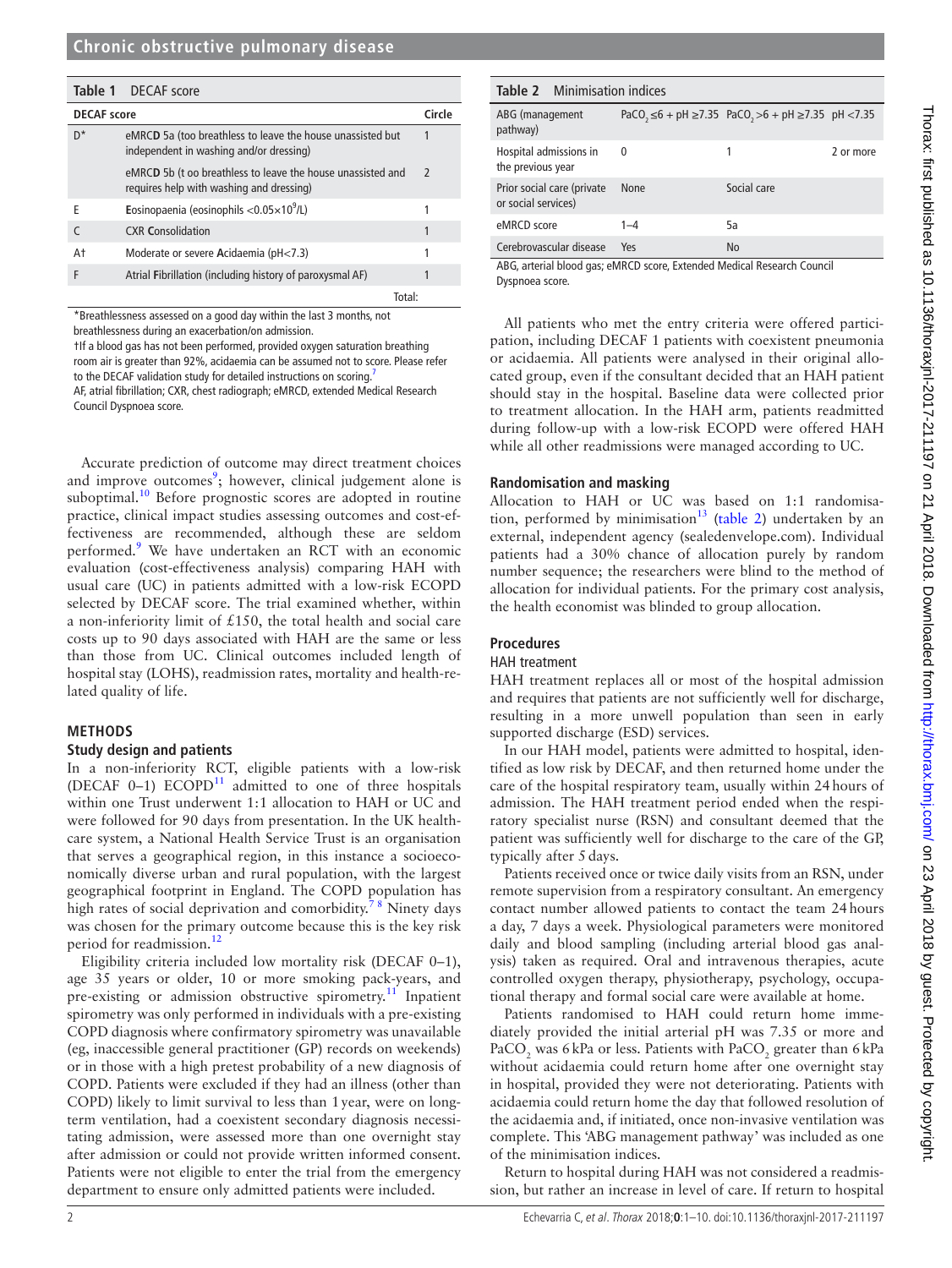**Table 1** DECAF score

| DECAF score | | Circle |
|---|---|---|
| D* | eMRC**D** 5a (too breathless to leave the house unassisted but independent in washing and/or dressing) | 1 |
| | eMRCD 5b (t oo breathless to leave the house unassisted and requires help with washing and dressing) | 2 |
| E | **E**osinopaenia (eosinophils $<0.05\times10^9$/L) | 1 |
| C | CXR **C**onsolidation | 1 |
| A† | Moderate or severe **A**cidaemia (pH<7.3) | 1 |
| F | Atrial **F**ibrillation (including history of paroxysmal AF) | 1 |
| | | Total: |

*Breathlessness assessed on a good day within the last 3 months, not breathlessness during an exacerbation/on admission.
†If a blood gas has not been performed, provided oxygen saturation breathing room air is greater than 92%, acidaemia can be assumed not to score. Please refer to the DECAF validation study for detailed instructions on scoring.[7]
AF, atrial fibrillation; CXR, chest radiograph; eMRCD, extended Medical Research Council Dyspnoea score.

**Table 2** Minimisation indices

| | | | |
|---|---|---|---|
| ABG (management pathway) | $PaCO_2 \leq 6$ + pH ≥7.35 | $PaCO_2 > 6$ + pH ≥7.35 | pH <7.35 |
| Hospital admissions in the previous year | 0 | 1 | 2 or more |
| Prior social care (private or social services) | None | Social care | |
| eMRCD score | 1–4 | 5a | |
| Cerebrovascular disease | Yes | No | |

ABG, arterial blood gas; eMRCD score, Extended Medical Research Council Dyspnoea score.

Accurate prediction of outcome may direct treatment choices and improve outcomes[9]; however, clinical judgement alone is suboptimal.[10] Before prognostic scores are adopted in routine practice, clinical impact studies assessing outcomes and cost-effectiveness are recommended, although these are seldom performed.[9] We have undertaken an RCT with an economic evaluation (cost-effectiveness analysis) comparing HAH with usual care (UC) in patients admitted with a low-risk ECOPD selected by DECAF score. The trial examined whether, within a non-inferiority limit of £150, the total health and social care costs up to 90 days associated with HAH are the same or less than those from UC. Clinical outcomes included length of hospital stay (LOHS), readmission rates, mortality and health-related quality of life.

## METHODS

### Study design and patients

In a non-inferiority RCT, eligible patients with a low-risk (DECAF 0–1) ECOPD[11] admitted to one of three hospitals within one Trust underwent 1:1 allocation to HAH or UC and were followed for 90 days from presentation. In the UK healthcare system, a National Health Service Trust is an organisation that serves a geographical region, in this instance a socioeconomically diverse urban and rural population, with the largest geographical footprint in England. The COPD population has high rates of social deprivation and comorbidity.[7,8] Ninety days was chosen for the primary outcome because this is the key risk period for readmission.[12]

Eligibility criteria included low mortality risk (DECAF 0–1), age 35 years or older, 10 or more smoking pack-years, and pre-existing or admission obstructive spirometry.[11] Inpatient spirometry was only performed in individuals with a pre-existing COPD diagnosis where confirmatory spirometry was unavailable (eg, inaccessible general practitioner (GP) records on weekends) or in those with a high pretest probability of a new diagnosis of COPD. Patients were excluded if they had an illness (other than COPD) likely to limit survival to less than 1 year, were on long-term ventilation, had a coexistent secondary diagnosis necessitating admission, were assessed more than one overnight stay after admission or could not provide written informed consent. Patients were not eligible to enter the trial from the emergency department to ensure only admitted patients were included.

All patients who met the entry criteria were offered participation, including DECAF 1 patients with coexistent pneumonia or acidaemia. All patients were analysed in their original allocated group, even if the consultant decided that an HAH patient should stay in the hospital. Baseline data were collected prior to treatment allocation. In the HAH arm, patients readmitted during follow-up with a low-risk ECOPD were offered HAH while all other readmissions were managed according to UC.

### Randomisation and masking

Allocation to HAH or UC was based on 1:1 randomisation, performed by minimisation[13] (table 2) undertaken by an external, independent agency (sealedenvelope.com). Individual patients had a 30% chance of allocation purely by random number sequence; the researchers were blind to the method of allocation for individual patients. For the primary cost analysis, the health economist was blinded to group allocation.

### Procedures

#### HAH treatment

HAH treatment replaces all or most of the hospital admission and requires that patients are not sufficiently well for discharge, resulting in a more unwell population than seen in early supported discharge (ESD) services.

In our HAH model, patients were admitted to hospital, identified as low risk by DECAF, and then returned home under the care of the hospital respiratory team, usually within 24 hours of admission. The HAH treatment period ended when the respiratory specialist nurse (RSN) and consultant deemed that the patient was sufficiently well for discharge to the care of the GP, typically after 5 days.

Patients received once or twice daily visits from an RSN, under remote supervision from a respiratory consultant. An emergency contact number allowed patients to contact the team 24 hours a day, 7 days a week. Physiological parameters were monitored daily and blood sampling (including arterial blood gas analysis) taken as required. Oral and intravenous therapies, acute controlled oxygen therapy, physiotherapy, psychology, occupational therapy and formal social care were available at home.

Patients randomised to HAH could return home immediately provided the initial arterial pH was 7.35 or more and $PaCO_2$ was 6 kPa or less. Patients with $PaCO_2$ greater than 6 kPa without acidaemia could return home after one overnight stay in hospital, provided they were not deteriorating. Patients with acidaemia could return home the day that followed resolution of the acidaemia and, if initiated, once non-invasive ventilation was complete. This 'ABG management pathway' was included as one of the minimisation indices.

Return to hospital during HAH was not considered a readmission, but rather an increase in level of care. If return to hospital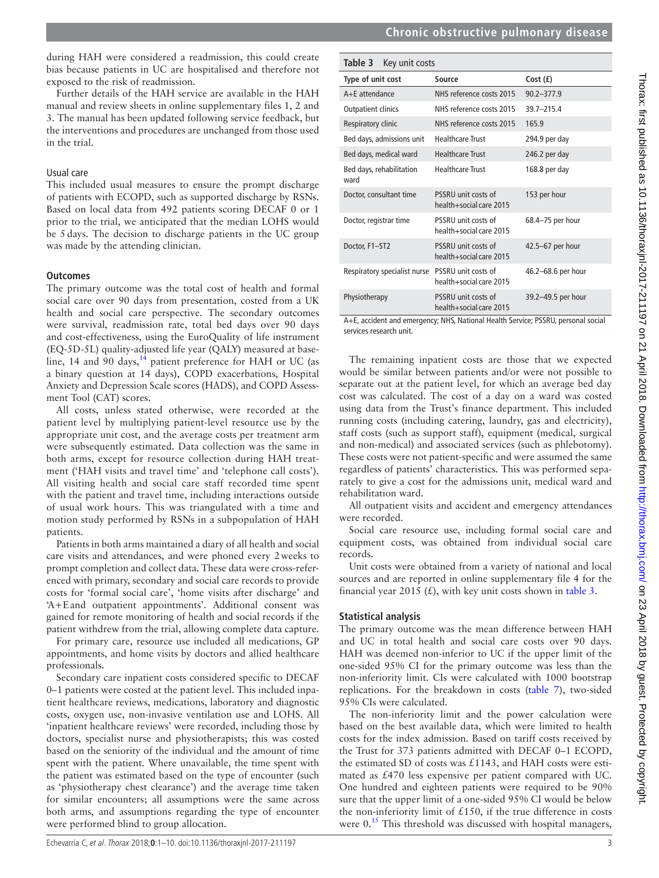during HAH were considered a readmission, this could create bias because patients in UC are hospitalised and therefore not exposed to the risk of readmission.

Further details of the HAH service are available in the HAH manual and review sheets in online supplementary files 1, 2 and 3. The manual has been updated following service feedback, but the interventions and procedures are unchanged from those used in the trial.

### Usual care

This included usual measures to ensure the prompt discharge of patients with ECOPD, such as supported discharge by RSNs. Based on local data from 492 patients scoring DECAF 0 or 1 prior to the trial, we anticipated that the median LOHS would be 5 days. The decision to discharge patients in the UC group was made by the attending clinician.

## Outcomes

The primary outcome was the total cost of health and formal social care over 90 days from presentation, costed from a UK health and social care perspective. The secondary outcomes were survival, readmission rate, total bed days over 90 days and cost-effectiveness, using the EuroQuality of life instrument (EQ-5D-5L) quality-adjusted life year (QALY) measured at baseline, 14 and 90 days,[14] patient preference for HAH or UC (as a binary question at 14 days), COPD exacerbations, Hospital Anxiety and Depression Scale scores (HADS), and COPD Assessment Tool (CAT) scores.

All costs, unless stated otherwise, were recorded at the patient level by multiplying patient-level resource use by the appropriate unit cost, and the average costs per treatment arm were subsequently estimated. Data collection was the same in both arms, except for resource collection during HAH treatment ('HAH visits and travel time' and 'telephone call costs'). All visiting health and social care staff recorded time spent with the patient and travel time, including interactions outside of usual work hours. This was triangulated with a time and motion study performed by RSNs in a subpopulation of HAH patients.

Patients in both arms maintained a diary of all health and social care visits and attendances, and were phoned every 2 weeks to prompt completion and collect data. These data were cross-referenced with primary, secondary and social care records to provide costs for 'formal social care', 'home visits after discharge' and 'A+E and outpatient appointments'. Additional consent was gained for remote monitoring of health and social records if the patient withdrew from the trial, allowing complete data capture.

For primary care, resource use included all medications, GP appointments, and home visits by doctors and allied healthcare professionals.

Secondary care inpatient costs considered specific to DECAF 0–1 patients were costed at the patient level. This included inpatient healthcare reviews, medications, laboratory and diagnostic costs, oxygen use, non-invasive ventilation use and LOHS. All 'inpatient healthcare reviews' were recorded, including those by doctors, specialist nurse and physiotherapists; this was costed based on the seniority of the individual and the amount of time spent with the patient. Where unavailable, the time spent with the patient was estimated based on the type of encounter (such as 'physiotherapy chest clearance') and the average time taken for similar encounters; all assumptions were the same across both arms, and assumptions regarding the type of encounter were performed blind to group allocation.

**Table 3** Key unit costs

| Type of unit cost | Source | Cost (£) |
|---|---|---|
| A+E attendance | NHS reference costs 2015 | 90.2–377.9 |
| Outpatient clinics | NHS reference costs 2015 | 39.7–215.4 |
| Respiratory clinic | NHS reference costs 2015 | 165.9 |
| Bed days, admissions unit | Healthcare Trust | 294.9 per day |
| Bed days, medical ward | Healthcare Trust | 246.2 per day |
| Bed days, rehabilitation ward | Healthcare Trust | 168.8 per day |
| Doctor, consultant time | PSSRU unit costs of health+social care 2015 | 153 per hour |
| Doctor, registrar time | PSSRU unit costs of health+social care 2015 | 68.4–75 per hour |
| Doctor, F1–ST2 | PSSRU unit costs of health+social care 2015 | 42.5–67 per hour |
| Respiratory specialist nurse | PSSRU unit costs of health+social care 2015 | 46.2–68.6 per hour |
| Physiotherapy | PSSRU unit costs of health+social care 2015 | 39.2–49.5 per hour |

A+E, accident and emergency; NHS, National Health Service; PSSRU, personal social services research unit.

The remaining inpatient costs are those that we expected would be similar between patients and/or were not possible to separate out at the patient level, for which an average bed day cost was calculated. The cost of a day on a ward was costed using data from the Trust's finance department. This included running costs (including catering, laundry, gas and electricity), staff costs (such as support staff), equipment (medical, surgical and non-medical) and associated services (such as phlebotomy). These costs were not patient-specific and were assumed the same regardless of patients' characteristics. This was performed separately to give a cost for the admissions unit, medical ward and rehabilitation ward.

All outpatient visits and accident and emergency attendances were recorded.

Social care resource use, including formal social care and equipment costs, was obtained from individual social care records.

Unit costs were obtained from a variety of national and local sources and are reported in online supplementary file 4 for the financial year 2015 (£), with key unit costs shown in table 3.

## Statistical analysis

The primary outcome was the mean difference between HAH and UC in total health and social care costs over 90 days. HAH was deemed non-inferior to UC if the upper limit of the one-sided 95% CI for the primary outcome was less than the non-inferiority limit. CIs were calculated with 1000 bootstrap replications. For the breakdown in costs (table 7), two-sided 95% CIs were calculated.

The non-inferiority limit and the power calculation were based on the best available data, which were limited to health costs for the index admission. Based on tariff costs received by the Trust for 373 patients admitted with DECAF 0–1 ECOPD, the estimated SD of costs was £1143, and HAH costs were estimated as £470 less expensive per patient compared with UC. One hundred and eighteen patients were required to be 90% sure that the upper limit of a one-sided 95% CI would be below the non-inferiority limit of £150, if the true difference in costs were 0.[15] This threshold was discussed with hospital managers,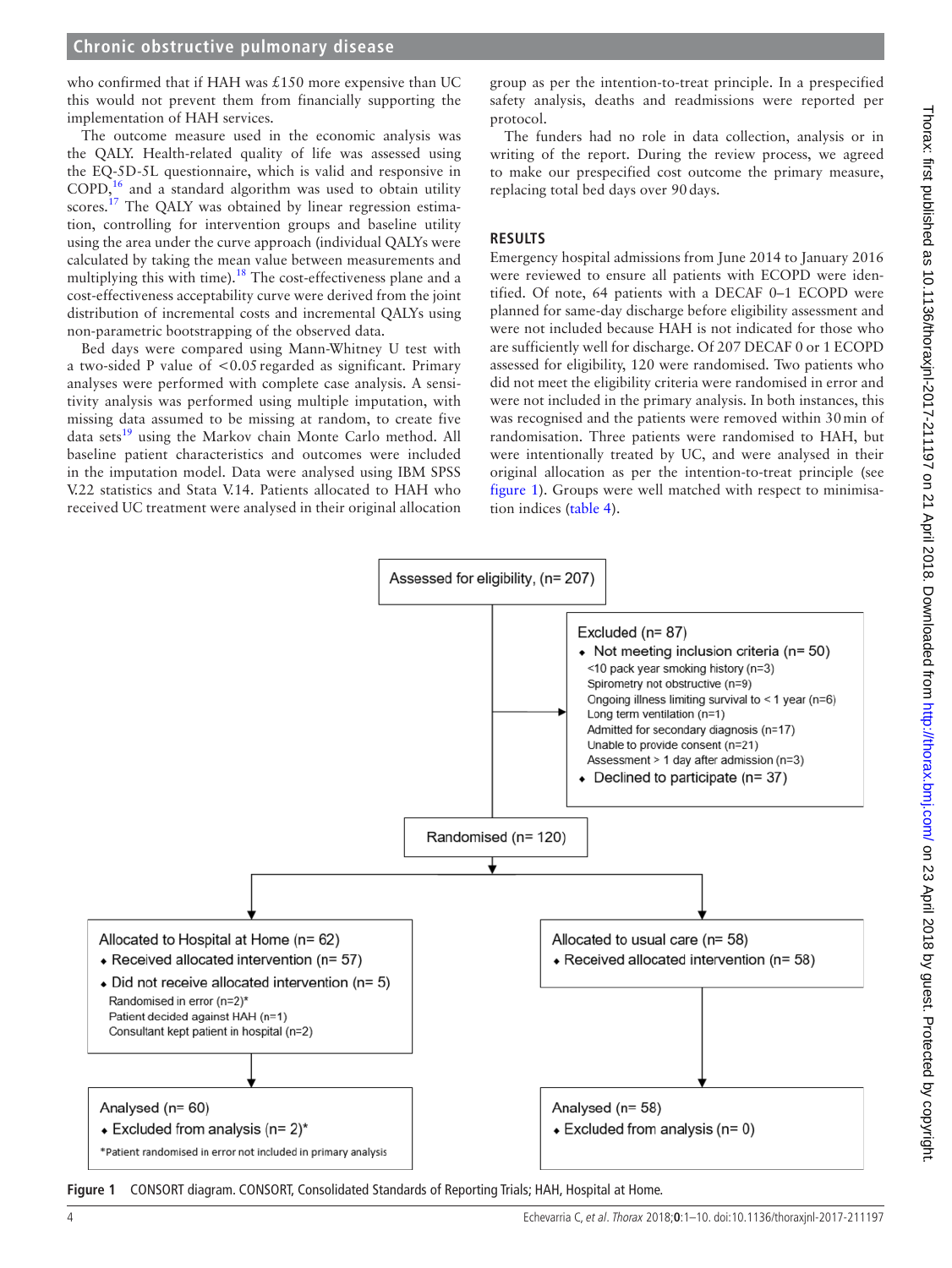who confirmed that if HAH was £150 more expensive than UC this would not prevent them from financially supporting the implementation of HAH services.

The outcome measure used in the economic analysis was the QALY. Health-related quality of life was assessed using the EQ-5D-5L questionnaire, which is valid and responsive in COPD,[16] and a standard algorithm was used to obtain utility scores.[17] The QALY was obtained by linear regression estimation, controlling for intervention groups and baseline utility using the area under the curve approach (individual QALYs were calculated by taking the mean value between measurements and multiplying this with time).[18] The cost-effectiveness plane and a cost-effectiveness acceptability curve were derived from the joint distribution of incremental costs and incremental QALYs using non-parametric bootstrapping of the observed data.

Bed days were compared using Mann-Whitney U test with a two-sided P value of <0.05 regarded as significant. Primary analyses were performed with complete case analysis. A sensitivity analysis was performed using multiple imputation, with missing data assumed to be missing at random, to create five data sets[19] using the Markov chain Monte Carlo method. All baseline patient characteristics and outcomes were included in the imputation model. Data were analysed using IBM SPSS V.22 statistics and Stata V.14. Patients allocated to HAH who received UC treatment were analysed in their original allocation group as per the intention-to-treat principle. In a prespecified safety analysis, deaths and readmissions were reported per protocol.

The funders had no role in data collection, analysis or in writing of the report. During the review process, we agreed to make our prespecified cost outcome the primary measure, replacing total bed days over 90 days.

## RESULTS

Emergency hospital admissions from June 2014 to January 2016 were reviewed to ensure all patients with ECOPD were identified. Of note, 64 patients with a DECAF 0–1 ECOPD were planned for same-day discharge before eligibility assessment and were not included because HAH is not indicated for those who are sufficiently well for discharge. Of 207 DECAF 0 or 1 ECOPD assessed for eligibility, 120 were randomised. Two patients who did not meet the eligibility criteria were randomised in error and were not included in the primary analysis. In both instances, this was recognised and the patients were removed within 30 min of randomisation. Three patients were randomised to HAH, but were intentionally treated by UC, and were analysed in their original allocation as per the intention-to-treat principle (see figure 1). Groups were well matched with respect to minimisation indices (table 4).

Assessed for eligibility, (n= 207)

Excluded (n= 87)
- Not meeting inclusion criteria (n= 50)
  - <10 pack year smoking history (n=3)
  - Spirometry not obstructive (n=9)
  - Ongoing illness limiting survival to < 1 year (n=6)
  - Long term ventilation (n=1)
  - Admitted for secondary diagnosis (n=17)
  - Unable to provide consent (n=21)
  - Assessment > 1 day after admission (n=3)
- Declined to participate (n= 37)

Randomised (n= 120)

Allocated to Hospital at Home (n= 62)
- Received allocated intervention (n= 57)
- Did not receive allocated intervention (n= 5)
  - Randomised in error (n=2)*
  - Patient decided against HAH (n=1)
  - Consultant kept patient in hospital (n=2)

Allocated to usual care (n= 58)
- Received allocated intervention (n= 58)

Analysed (n= 60)
- Excluded from analysis (n= 2)*

*Patient randomised in error not included in primary analysis

Analysed (n= 58)
- Excluded from analysis (n= 0)

**Figure 1** CONSORT diagram. CONSORT, Consolidated Standards of Reporting Trials; HAH, Hospital at Home.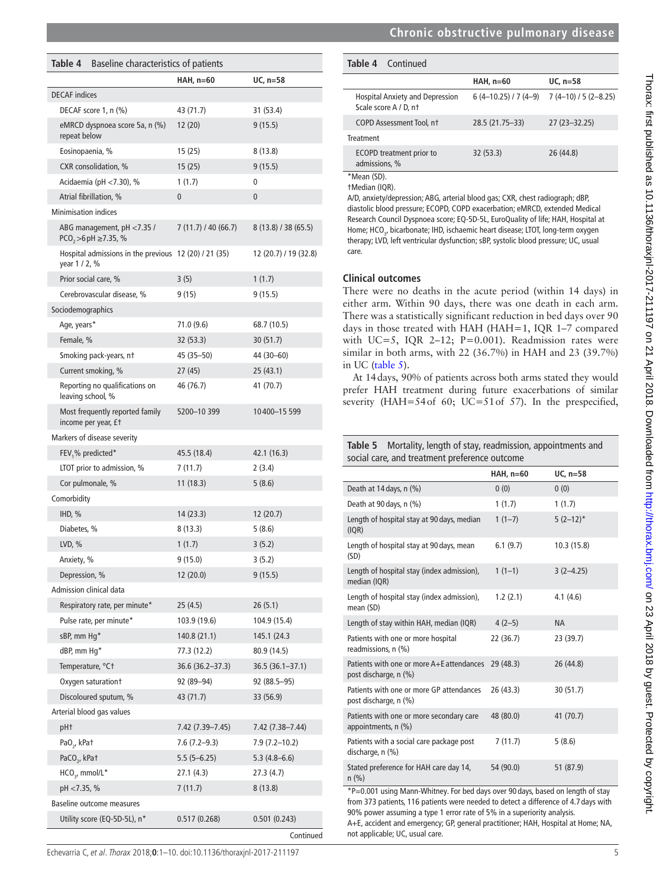**Table 4** Baseline characteristics of patients

| | HAH, n=60 | UC, n=58 |
|---|---|---|
| DECAF indices | | |
| DECAF score 1, n (%) | 43 (71.7) | 31 (53.4) |
| eMRCD dyspnoea score 5a, n (%) repeat below | 12 (20) | 9 (15.5) |
| Eosinopaenia, % | 15 (25) | 8 (13.8) |
| CXR consolidation, % | 15 (25) | 9 (15.5) |
| Acidaemia (pH <7.30), % | 1 (1.7) | 0 |
| Atrial fibrillation, % | 0 | 0 |
| Minimisation indices | | |
| ABG management, pH <7.35 / $PCO_2$ >6 pH ≥7.35, % | 7 (11.7) / 40 (66.7) | 8 (13.8) / 38 (65.5) |
| Hospital admissions in the previous year 1 / 2, % | 12 (20) / 21 (35) | 12 (20.7) / 19 (32.8) |
| Prior social care, % | 3 (5) | 1 (1.7) |
| Cerebrovascular disease, % | 9 (15) | 9 (15.5) |
| Sociodemographics | | |
| Age, years* | 71.0 (9.6) | 68.7 (10.5) |
| Female, % | 32 (53.3) | 30 (51.7) |
| Smoking pack-years, n† | 45 (35–50) | 44 (30–60) |
| Current smoking, % | 27 (45) | 25 (43.1) |
| Reporting no qualifications on leaving school, % | 46 (76.7) | 41 (70.7) |
| Most frequently reported family income per year, £† | 5200–10 399 | 10 400–15 599 |
| Markers of disease severity | | |
| $FEV_1$% predicted* | 45.5 (18.4) | 42.1 (16.3) |
| LTOT prior to admission, % | 7 (11.7) | 2 (3.4) |
| Cor pulmonale, % | 11 (18.3) | 5 (8.6) |
| Comorbidity | | |
| IHD, % | 14 (23.3) | 12 (20.7) |
| Diabetes, % | 8 (13.3) | 5 (8.6) |
| LVD, % | 1 (1.7) | 3 (5.2) |
| Anxiety, % | 9 (15.0) | 3 (5.2) |
| Depression, % | 12 (20.0) | 9 (15.5) |
| Admission clinical data | | |
| Respiratory rate, per minute* | 25 (4.5) | 26 (5.1) |
| Pulse rate, per minute* | 103.9 (19.6) | 104.9 (15.4) |
| sBP, mm Hg* | 140.8 (21.1) | 145.1 (24.3 |
| dBP, mm Hg* | 77.3 (12.2) | 80.9 (14.5) |
| Temperature, °C† | 36.6 (36.2–37.3) | 36.5 (36.1–37.1) |
| Oxygen saturation† | 92 (89–94) | 92 (88.5–95) |
| Discoloured sputum, % | 43 (71.7) | 33 (56.9) |
| Arterial blood gas values | | |
| pH† | 7.42 (7.39–7.45) | 7.42 (7.38–7.44) |
| $PaO_2$, kPa† | 7.6 (7.2–9.3) | 7.9 (7.2–10.2) |
| $PaCO_2$, kPa† | 5.5 (5–6.25) | 5.3 (4.8–6.6) |
| $HCO_3$, mmol/L* | 27.1 (4.3) | 27.3 (4.7) |
| pH <7.35, % | 7 (11.7) | 8 (13.8) |
| Baseline outcome measures | | |
| Utility score (EQ-5D-5L), n* | 0.517 (0.268) | 0.501 (0.243) |
| Hospital Anxiety and Depression Scale score A / D, n† | 6 (4–10.25) / 7 (4–9) | 7 (4–10) / 5 (2–8.25) |
| COPD Assessment Tool, n† | 28.5 (21.75–33) | 27 (23–32.25) |
| Treatment | | |
| ECOPD treatment prior to admissions, % | 32 (53.3) | 26 (44.8) |

*Mean (SD).
†Median (IQR).
A/D, anxiety/depression; ABG, arterial blood gas; CXR, chest radiograph; dBP, diastolic blood pressure; ECOPD, COPD exacerbation; eMRCD, extended Medical Research Council Dyspnoea score; EQ-5D-5L, EuroQuality of life; HAH, Hospital at Home; $HCO_3$, bicarbonate; IHD, ischaemic heart disease; LTOT, long-term oxygen therapy; LVD, left ventricular dysfunction; sBP, systolic blood pressure; UC, usual care.

## Clinical outcomes

There were no deaths in the acute period (within 14 days) in either arm. Within 90 days, there was one death in each arm. There was a statistically significant reduction in bed days over 90 days in those treated with HAH (HAH=1, IQR 1–7 compared with UC=5, IQR 2–12; P=0.001). Readmission rates were similar in both arms, with 22 (36.7%) in HAH and 23 (39.7%) in UC (table 5).

At 14 days, 90% of patients across both arms stated they would prefer HAH treatment during future exacerbations of similar severity (HAH=54 of 60; UC=51 of 57). In the prespecified,

**Table 5** Mortality, length of stay, readmission, appointments and social care, and treatment preference outcome

| | HAH, n=60 | UC, n=58 |
|---|---|---|
| Death at 14 days, n (%) | 0 (0) | 0 (0) |
| Death at 90 days, n (%) | 1 (1.7) | 1 (1.7) |
| Length of hospital stay at 90 days, median (IQR) | 1 (1–7) | 5 (2–12)* |
| Length of hospital stay at 90 days, mean (SD) | 6.1 (9.7) | 10.3 (15.8) |
| Length of hospital stay (index admission), median (IQR) | 1 (1–1) | 3 (2–4.25) |
| Length of hospital stay (index admission), mean (SD) | 1.2 (2.1) | 4.1 (4.6) |
| Length of stay within HAH, median (IQR) | 4 (2–5) | NA |
| Patients with one or more hospital readmissions, n (%) | 22 (36.7) | 23 (39.7) |
| Patients with one or more A+E attendances post discharge, n (%) | 29 (48.3) | 26 (44.8) |
| Patients with one or more GP attendances post discharge, n (%) | 26 (43.3) | 30 (51.7) |
| Patients with one or more secondary care appointments, n (%) | 48 (80.0) | 41 (70.7) |
| Patients with a social care package post discharge, n (%) | 7 (11.7) | 5 (8.6) |
| Stated preference for HAH care day 14, n (%) | 54 (90.0) | 51 (87.9) |

*P=0.001 using Mann-Whitney. For bed days over 90 days, based on length of stay from 373 patients, 116 patients were needed to detect a difference of 4.7 days with 90% power assuming a type 1 error rate of 5% in a superiority analysis.
A+E, accident and emergency; GP, general practitioner; HAH, Hospital at Home; NA, not applicable; UC, usual care.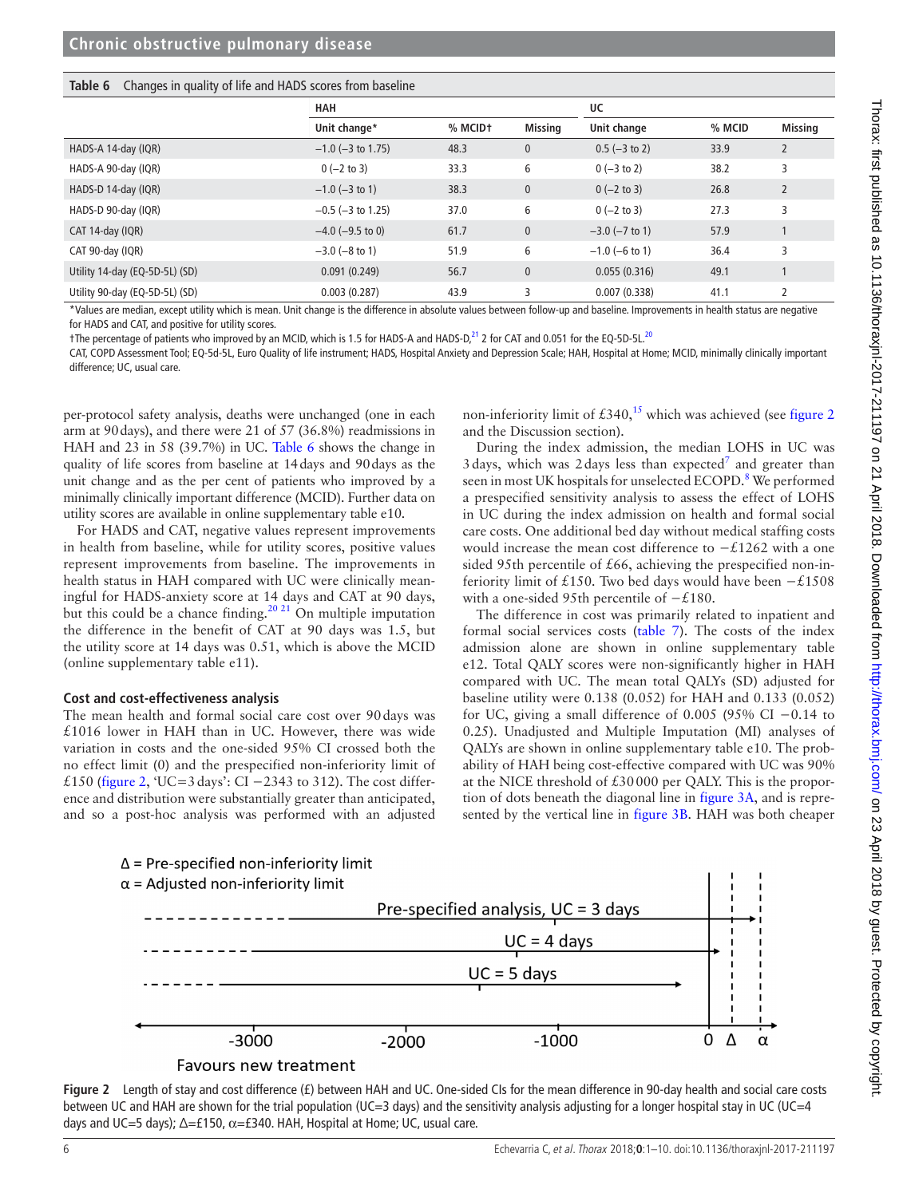**Table 6** Changes in quality of life and HADS scores from baseline

| | HAH | | | UC | | |
|---|---|---|---|---|---|---|
| | Unit change* | % MCID† | Missing | Unit change | % MCID | Missing |
| HADS-A 14-day (IQR) | −1.0 (−3 to 1.75) | 48.3 | 0 | 0.5 (−3 to 2) | 33.9 | 2 |
| HADS-A 90-day (IQR) | 0 (−2 to 3) | 33.3 | 6 | 0 (−3 to 2) | 38.2 | 3 |
| HADS-D 14-day (IQR) | −1.0 (−3 to 1) | 38.3 | 0 | 0 (−2 to 3) | 26.8 | 2 |
| HADS-D 90-day (IQR) | −0.5 (−3 to 1.25) | 37.0 | 6 | 0 (−2 to 3) | 27.3 | 3 |
| CAT 14-day (IQR) | −4.0 (−9.5 to 0) | 61.7 | 0 | −3.0 (−7 to 1) | 57.9 | 1 |
| CAT 90-day (IQR) | −3.0 (−8 to 1) | 51.9 | 6 | −1.0 (−6 to 1) | 36.4 | 3 |
| Utility 14-day (EQ-5D-5L) (SD) | 0.091 (0.249) | 56.7 | 0 | 0.055 (0.316) | 49.1 | 1 |
| Utility 90-day (EQ-5D-5L) (SD) | 0.003 (0.287) | 43.9 | 3 | 0.007 (0.338) | 41.1 | 2 |

*Values are median, except utility which is mean. Unit change is the difference in absolute values between follow-up and baseline. Improvements in health status are negative for HADS and CAT, and positive for utility scores.

†The percentage of patients who improved by an MCID, which is 1.5 for HADS-A and HADS-D,[21] 2 for CAT and 0.051 for the EQ-5D-5L.[20]

CAT, COPD Assessment Tool; EQ-5d-5L, Euro Quality of life instrument; HADS, Hospital Anxiety and Depression Scale; HAH, Hospital at Home; MCID, minimally clinically important difference; UC, usual care.

per-protocol safety analysis, deaths were unchanged (one in each arm at 90 days), and there were 21 of 57 (36.8%) readmissions in HAH and 23 in 58 (39.7%) in UC. Table 6 shows the change in quality of life scores from baseline at 14 days and 90 days as the unit change and as the per cent of patients who improved by a minimally clinically important difference (MCID). Further data on utility scores are available in online supplementary table e10.

For HADS and CAT, negative values represent improvements in health from baseline, while for utility scores, positive values represent improvements from baseline. The improvements in health status in HAH compared with UC were clinically meaningful for HADS-anxiety score at 14 days and CAT at 90 days, but this could be a chance finding.[20 21] On multiple imputation the difference in the benefit of CAT at 90 days was 1.5, but the utility score at 14 days was 0.51, which is above the MCID (online supplementary table e11).

### Cost and cost-effectiveness analysis

The mean health and formal social care cost over 90 days was £1016 lower in HAH than in UC. However, there was wide variation in costs and the one-sided 95% CI crossed both the no effect limit (0) and the prespecified non-inferiority limit of £150 (figure 2, 'UC=3 days': CI −2343 to 312). The cost difference and distribution were substantially greater than anticipated, and so a post-hoc analysis was performed with an adjusted non-inferiority limit of £340,[15] which was achieved (see figure 2 and the Discussion section).

During the index admission, the median LOHS in UC was 3 days, which was 2 days less than expected[7] and greater than seen in most UK hospitals for unselected ECOPD.[8] We performed a prespecified sensitivity analysis to assess the effect of LOHS in UC during the index admission on health and formal social care costs. One additional bed day without medical staffing costs would increase the mean cost difference to −£1262 with a one sided 95th percentile of £66, achieving the prespecified non-inferiority limit of £150. Two bed days would have been −£1508 with a one-sided 95th percentile of −£180.

The difference in cost was primarily related to inpatient and formal social services costs (table 7). The costs of the index admission alone are shown in online supplementary table e12. Total QALY scores were non-significantly higher in HAH compared with UC. The mean total QALYs (SD) adjusted for baseline utility were 0.138 (0.052) for HAH and 0.133 (0.052) for UC, giving a small difference of 0.005 (95% CI −0.14 to 0.25). Unadjusted and Multiple Imputation (MI) analyses of QALYs are shown in online supplementary table e10. The probability of HAH being cost-effective compared with UC was 90% at the NICE threshold of £30 000 per QALY. This is the proportion of dots beneath the diagonal line in figure 3A, and is represented by the vertical line in figure 3B. HAH was both cheaper

**Figure 2** Length of stay and cost difference (£) between HAH and UC. One-sided CIs for the mean difference in 90-day health and social care costs between UC and HAH are shown for the trial population (UC=3 days) and the sensitivity analysis adjusting for a longer hospital stay in UC (UC=4 days and UC=5 days); Δ=£150, α=£340. HAH, Hospital at Home; UC, usual care.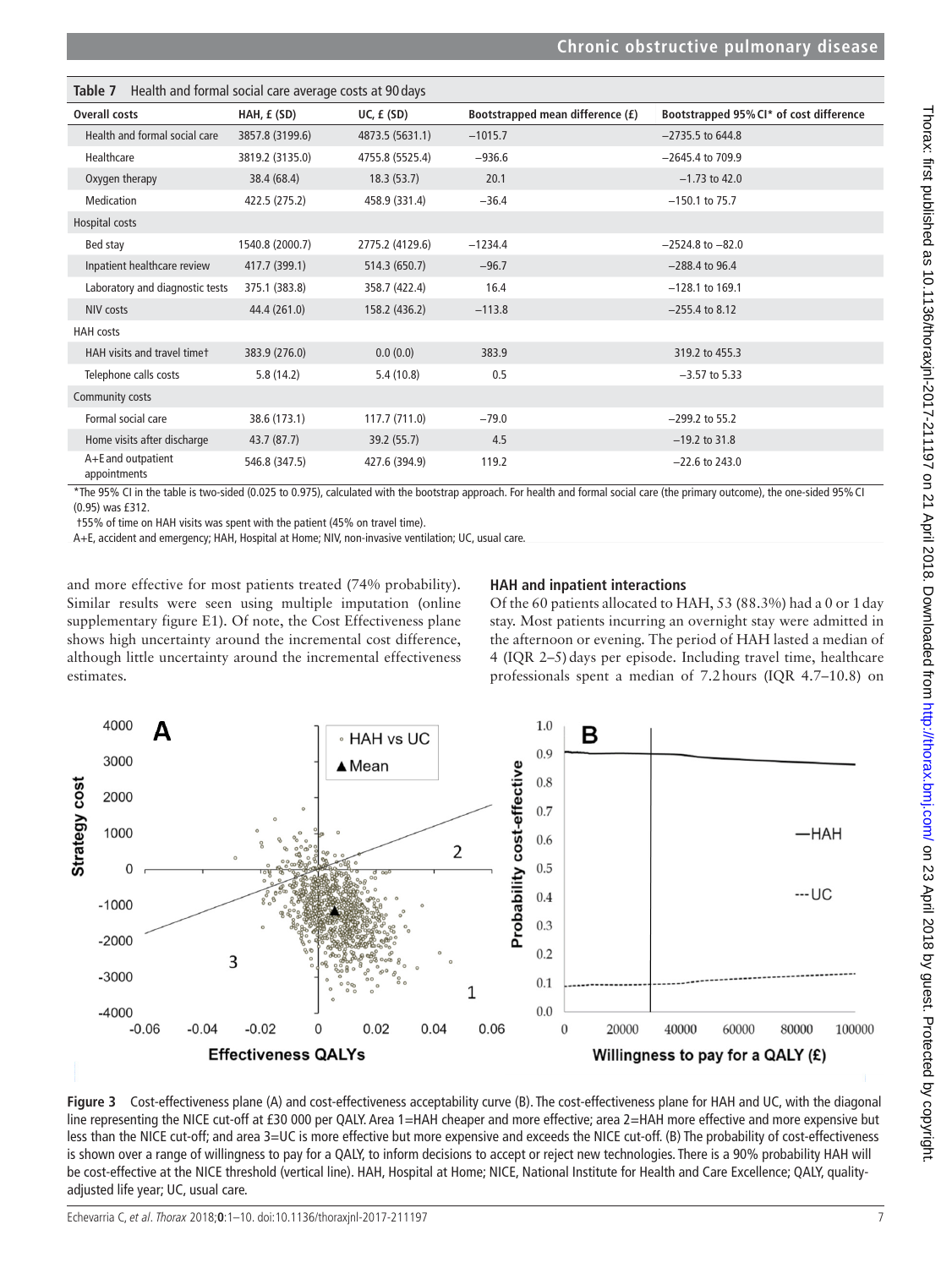**Table 7** Health and formal social care average costs at 90 days

| Overall costs | HAH, £ (SD) | UC, £ (SD) | Bootstrapped mean difference (£) | Bootstrapped 95% CI* of cost difference |
|---|---|---|---|---|
| Health and formal social care | 3857.8 (3199.6) | 4873.5 (5631.1) | −1015.7 | −2735.5 to 644.8 |
| Healthcare | 3819.2 (3135.0) | 4755.8 (5525.4) | −936.6 | −2645.4 to 709.9 |
| Oxygen therapy | 38.4 (68.4) | 18.3 (53.7) | 20.1 | −1.73 to 42.0 |
| Medication | 422.5 (275.2) | 458.9 (331.4) | −36.4 | −150.1 to 75.7 |
| Hospital costs | | | | |
| Bed stay | 1540.8 (2000.7) | 2775.2 (4129.6) | −1234.4 | −2524.8 to −82.0 |
| Inpatient healthcare review | 417.7 (399.1) | 514.3 (650.7) | −96.7 | −288.4 to 96.4 |
| Laboratory and diagnostic tests | 375.1 (383.8) | 358.7 (422.4) | 16.4 | −128.1 to 169.1 |
| NIV costs | 44.4 (261.0) | 158.2 (436.2) | −113.8 | −255.4 to 8.12 |
| HAH costs | | | | |
| HAH visits and travel time† | 383.9 (276.0) | 0.0 (0.0) | 383.9 | 319.2 to 455.3 |
| Telephone calls costs | 5.8 (14.2) | 5.4 (10.8) | 0.5 | −3.57 to 5.33 |
| Community costs | | | | |
| Formal social care | 38.6 (173.1) | 117.7 (711.0) | −79.0 | −299.2 to 55.2 |
| Home visits after discharge | 43.7 (87.7) | 39.2 (55.7) | 4.5 | −19.2 to 31.8 |
| A+E and outpatient appointments | 546.8 (347.5) | 427.6 (394.9) | 119.2 | −22.6 to 243.0 |

*The 95% CI in the table is two-sided (0.025 to 0.975), calculated with the bootstrap approach. For health and formal social care (the primary outcome), the one-sided 95% CI (0.95) was £312.

†55% of time on HAH visits was spent with the patient (45% on travel time).

A+E, accident and emergency; HAH, Hospital at Home; NIV, non-invasive ventilation; UC, usual care.

and more effective for most patients treated (74% probability). Similar results were seen using multiple imputation (online supplementary figure E1). Of note, the Cost Effectiveness plane shows high uncertainty around the incremental cost difference, although little uncertainty around the incremental effectiveness estimates.

### HAH and inpatient interactions

Of the 60 patients allocated to HAH, 53 (88.3%) had a 0 or 1 day stay. Most patients incurring an overnight stay were admitted in the afternoon or evening. The period of HAH lasted a median of 4 (IQR 2–5) days per episode. Including travel time, healthcare professionals spent a median of 7.2 hours (IQR 4.7–10.8) on

**Figure 3** Cost-effectiveness plane (A) and cost-effectiveness acceptability curve (B). The cost-effectiveness plane for HAH and UC, with the diagonal line representing the NICE cut-off at £30 000 per QALY. Area 1=HAH cheaper and more effective; area 2=HAH more effective and more expensive but less than the NICE cut-off; and area 3=UC is more effective but more expensive and exceeds the NICE cut-off. (B) The probability of cost-effectiveness is shown over a range of willingness to pay for a QALY, to inform decisions to accept or reject new technologies. There is a 90% probability HAH will be cost-effective at the NICE threshold (vertical line). HAH, Hospital at Home; NICE, National Institute for Health and Care Excellence; QALY, quality-adjusted life year; UC, usual care.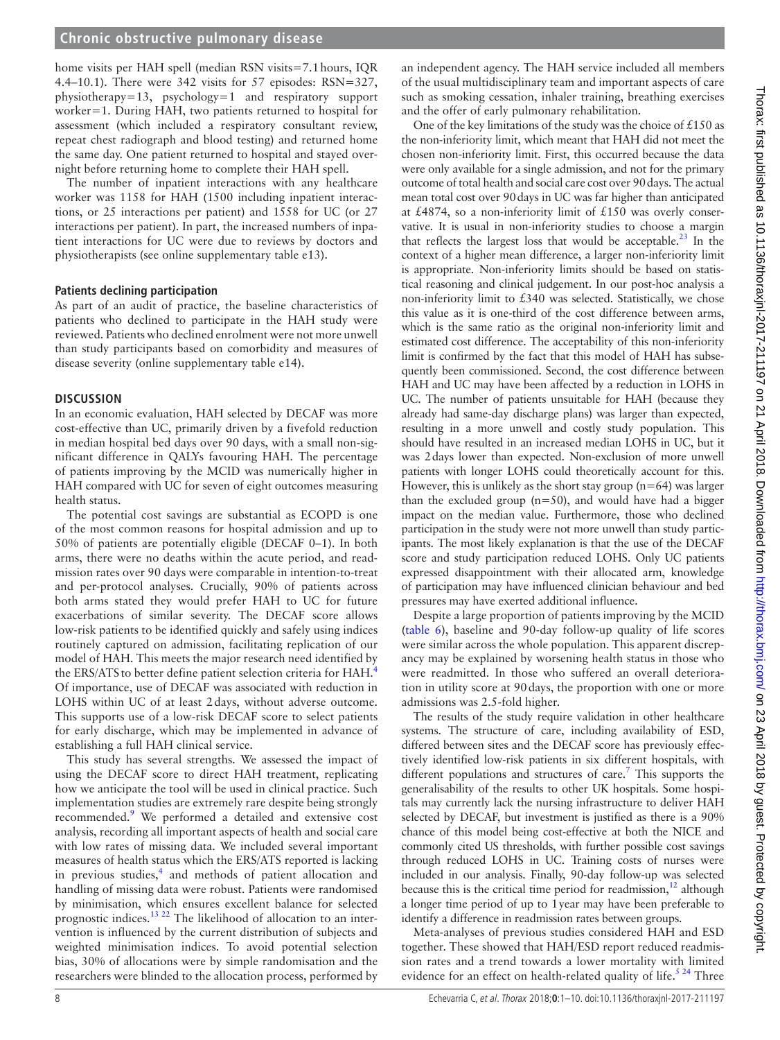home visits per HAH spell (median RSN visits=7.1 hours, IQR 4.4–10.1). There were 342 visits for 57 episodes: RSN=327, physiotherapy=13, psychology=1 and respiratory support worker=1. During HAH, two patients returned to hospital for assessment (which included a respiratory consultant review, repeat chest radiograph and blood testing) and returned home the same day. One patient returned to hospital and stayed overnight before returning home to complete their HAH spell.

The number of inpatient interactions with any healthcare worker was 1158 for HAH (1500 including inpatient interactions, or 25 interactions per patient) and 1558 for UC (or 27 interactions per patient). In part, the increased numbers of inpatient interactions for UC were due to reviews by doctors and physiotherapists (see online supplementary table e13).

### Patients declining participation

As part of an audit of practice, the baseline characteristics of patients who declined to participate in the HAH study were reviewed. Patients who declined enrolment were not more unwell than study participants based on comorbidity and measures of disease severity (online supplementary table e14).

## DISCUSSION

In an economic evaluation, HAH selected by DECAF was more cost-effective than UC, primarily driven by a fivefold reduction in median hospital bed days over 90 days, with a small non-significant difference in QALYs favouring HAH. The percentage of patients improving by the MCID was numerically higher in HAH compared with UC for seven of eight outcomes measuring health status.

The potential cost savings are substantial as ECOPD is one of the most common reasons for hospital admission and up to 50% of patients are potentially eligible (DECAF 0–1). In both arms, there were no deaths within the acute period, and readmission rates over 90 days were comparable in intention-to-treat and per-protocol analyses. Crucially, 90% of patients across both arms stated they would prefer HAH to UC for future exacerbations of similar severity. The DECAF score allows low-risk patients to be identified quickly and safely using indices routinely captured on admission, facilitating replication of our model of HAH. This meets the major research need identified by the ERS/ATS to better define patient selection criteria for HAH.[4] Of importance, use of DECAF was associated with reduction in LOHS within UC of at least 2 days, without adverse outcome. This supports use of a low-risk DECAF score to select patients for early discharge, which may be implemented in advance of establishing a full HAH clinical service.

This study has several strengths. We assessed the impact of using the DECAF score to direct HAH treatment, replicating how we anticipate the tool will be used in clinical practice. Such implementation studies are extremely rare despite being strongly recommended.[9] We performed a detailed and extensive cost analysis, recording all important aspects of health and social care with low rates of missing data. We included several important measures of health status which the ERS/ATS reported is lacking in previous studies,[4] and methods of patient allocation and handling of missing data were robust. Patients were randomised by minimisation, which ensures excellent balance for selected prognostic indices.[13 22] The likelihood of allocation to an intervention is influenced by the current distribution of subjects and weighted minimisation indices. To avoid potential selection bias, 30% of allocations were by simple randomisation and the researchers were blinded to the allocation process, performed by an independent agency. The HAH service included all members of the usual multidisciplinary team and important aspects of care such as smoking cessation, inhaler training, breathing exercises and the offer of early pulmonary rehabilitation.

One of the key limitations of the study was the choice of £150 as the non-inferiority limit, which meant that HAH did not meet the chosen non-inferiority limit. First, this occurred because the data were only available for a single admission, and not for the primary outcome of total health and social care cost over 90 days. The actual mean total cost over 90 days in UC was far higher than anticipated at £4874, so a non-inferiority limit of £150 was overly conservative. It is usual in non-inferiority studies to choose a margin that reflects the largest loss that would be acceptable.[23] In the context of a higher mean difference, a larger non-inferiority limit is appropriate. Non-inferiority limits should be based on statistical reasoning and clinical judgement. In our post-hoc analysis a non-inferiority limit to £340 was selected. Statistically, we chose this value as it is one-third of the cost difference between arms, which is the same ratio as the original non-inferiority limit and estimated cost difference. The acceptability of this non-inferiority limit is confirmed by the fact that this model of HAH has subsequently been commissioned. Second, the cost difference between HAH and UC may have been affected by a reduction in LOHS in UC. The number of patients unsuitable for HAH (because they already had same-day discharge plans) was larger than expected, resulting in a more unwell and costly study population. This should have resulted in an increased median LOHS in UC, but it was 2 days lower than expected. Non-exclusion of more unwell patients with longer LOHS could theoretically account for this. However, this is unlikely as the short stay group (n=64) was larger than the excluded group (n=50), and would have had a bigger impact on the median value. Furthermore, those who declined participation in the study were not more unwell than study participants. The most likely explanation is that the use of the DECAF score and study participation reduced LOHS. Only UC patients expressed disappointment with their allocated arm, knowledge of participation may have influenced clinician behaviour and bed pressures may have exerted additional influence.

Despite a large proportion of patients improving by the MCID (table 6), baseline and 90-day follow-up quality of life scores were similar across the whole population. This apparent discrepancy may be explained by worsening health status in those who were readmitted. In those who suffered an overall deterioration in utility score at 90 days, the proportion with one or more admissions was 2.5-fold higher.

The results of the study require validation in other healthcare systems. The structure of care, including availability of ESD, differed between sites and the DECAF score has previously effectively identified low-risk patients in six different hospitals, with different populations and structures of care.[7] This supports the generalisability of the results to other UK hospitals. Some hospitals may currently lack the nursing infrastructure to deliver HAH selected by DECAF, but investment is justified as there is a 90% chance of this model being cost-effective at both the NICE and commonly cited US thresholds, with further possible cost savings through reduced LOHS in UC. Training costs of nurses were included in our analysis. Finally, 90-day follow-up was selected because this is the critical time period for readmission,[12] although a longer time period of up to 1 year may have been preferable to identify a difference in readmission rates between groups.

Meta-analyses of previous studies considered HAH and ESD together. These showed that HAH/ESD report reduced readmission rates and a trend towards a lower mortality with limited evidence for an effect on health-related quality of life.[5 24] Three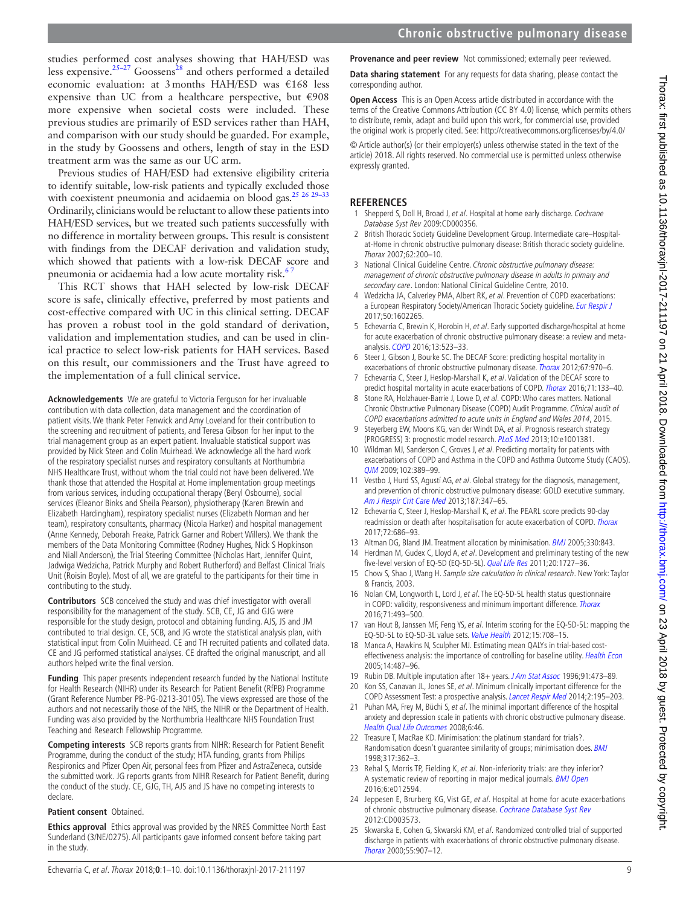studies performed cost analyses showing that HAH/ESD was less expensive.[25–27] Goossens[28] and others performed a detailed economic evaluation: at 3 months HAH/ESD was €168 less expensive than UC from a healthcare perspective, but €908 more expensive when societal costs were included. These previous studies are primarily of ESD services rather than HAH, and comparison with our study should be guarded. For example, in the study by Goossens and others, length of stay in the ESD treatment arm was the same as our UC arm.

Previous studies of HAH/ESD had extensive eligibility criteria to identify suitable, low-risk patients and typically excluded those with coexistent pneumonia and acidaemia on blood gas.[25 26 29–33] Ordinarily, clinicians would be reluctant to allow these patients into HAH/ESD services, but we treated such patients successfully with no difference in mortality between groups. This result is consistent with findings from the DECAF derivation and validation study, which showed that patients with a low-risk DECAF score and pneumonia or acidaemia had a low acute mortality risk.[6 7]

This RCT shows that HAH selected by low-risk DECAF score is safe, clinically effective, preferred by most patients and cost-effective compared with UC in this clinical setting. DECAF has proven a robust tool in the gold standard of derivation, validation and implementation studies, and can be used in clinical practice to select low-risk patients for HAH services. Based on this result, our commissioners and the Trust have agreed to the implementation of a full clinical service.

**Acknowledgements** We are grateful to Victoria Ferguson for her invaluable contribution with data collection, data management and the coordination of patient visits. We thank Peter Fenwick and Amy Loveland for their contribution to the screening and recruitment of patients, and Teresa Gibson for her input to the trial management group as an expert patient. Invaluable statistical support was provided by Nick Steen and Colin Muirhead. We acknowledge all the hard work of the respiratory specialist nurses and respiratory consultants at Northumbria NHS Healthcare Trust, without whom the trial could not have been delivered. We thank those that attended the Hospital at Home implementation group meetings from various services, including occupational therapy (Beryl Osbourne), social services (Eleanor Binks and Sheila Pearson), physiotherapy (Karen Brewin and Elizabeth Hardingham), respiratory specialist nurses (Elizabeth Norman and her team), respiratory consultants, pharmacy (Nicola Harker) and hospital management (Anne Kennedy, Deborah Freake, Patrick Garner and Robert Willers). We thank the members of the Data Monitoring Committee (Rodney Hughes, Nick S Hopkinson and Niall Anderson), the Trial Steering Committee (Nicholas Hart, Jennifer Quint, Jadwiga Wedzicha, Patrick Murphy and Robert Rutherford) and Belfast Clinical Trials Unit (Roisin Boyle). Most of all, we are grateful to the participants for their time in contributing to the study.

**Contributors** SCB conceived the study and was chief investigator with overall responsibility for the management of the study. SCB, CE, JG and GJG were responsible for the study design, protocol and obtaining funding. AJS, JS and JM contributed to trial design. CE, SCB, and JG wrote the statistical analysis plan, with statistical input from Colin Muirhead. CE and TH recruited patients and collated data. CE and JG performed statistical analyses. CE drafted the original manuscript, and all authors helped write the final version.

**Funding** This paper presents independent research funded by the National Institute for Health Research (NIHR) under its Research for Patient Benefit (RfPB) Programme (Grant Reference Number PB-PG-0213-30105). The views expressed are those of the authors and not necessarily those of the NHS, the NIHR or the Department of Health. Funding was also provided by the Northumbria Healthcare NHS Foundation Trust Teaching and Research Fellowship Programme.

**Competing interests** SCB reports grants from NIHR: Research for Patient Benefit Programme, during the conduct of the study; HTA funding, grants from Philips Respironics and Pfizer Open Air, personal fees from Pfizer and AstraZeneca, outside the submitted work. JG reports grants from NIHR Research for Patient Benefit, during the conduct of the study. CE, GJG, TH, AJS and JS have no competing interests to declare.

**Patient consent** Obtained.

**Ethics approval** Ethics approval was provided by the NRES Committee North East Sunderland (3/NE/0275). All participants gave informed consent before taking part in the study.

**Provenance and peer review** Not commissioned; externally peer reviewed.

**Data sharing statement** For any requests for data sharing, please contact the corresponding author.

**Open Access** This is an Open Access article distributed in accordance with the terms of the Creative Commons Attribution (CC BY 4.0) license, which permits others to distribute, remix, adapt and build upon this work, for commercial use, provided the original work is properly cited. See: http://creativecommons.org/licenses/by/4.0/

© Article author(s) (or their employer(s) unless otherwise stated in the text of the article) 2018. All rights reserved. No commercial use is permitted unless otherwise expressly granted.

## REFERENCES

1. Shepperd S, Doll H, Broad J, *et al*. Hospital at home early discharge. *Cochrane Database Syst Rev* 2009:CD000356.
2. British Thoracic Society Guideline Development Group. Intermediate care–Hospital-at-Home in chronic obstructive pulmonary disease: British thoracic society guideline. *Thorax* 2007;62:200–10.
3. National Clinical Guideline Centre. *Chronic obstructive pulmonary disease: management of chronic obstructive pulmonary disease in adults in primary and secondary care*. London: National Clinical Guideline Centre, 2010.
4. Wedzicha JA, Calverley PMA, Albert RK, *et al*. Prevention of COPD exacerbations: a European Respiratory Society/American Thoracic Society guideline. *Eur Respir J* 2017;50:1602265.
5. Echevarria C, Brewin K, Horobin H, *et al*. Early supported discharge/hospital at home for acute exacerbation of chronic obstructive pulmonary disease: a review and meta-analysis. *COPD* 2016;13:523–33.
6. Steer J, Gibson J, Bourke SC. The DECAF Score: predicting hospital mortality in exacerbations of chronic obstructive pulmonary disease. *Thorax* 2012;67:970–6.
7. Echevarria C, Steer J, Heslop-Marshall K, *et al*. Validation of the DECAF score to predict hospital mortality in acute exacerbations of COPD. *Thorax* 2016;71:133–40.
8. Stone RA, Holzhauer-Barrie J, Lowe D, *et al*. COPD: Who cares matters. National Chronic Obstructive Pulmonary Disease (COPD) Audit Programme. *Clinical audit of COPD exacerbations admitted to acute units in England and Wales 2014*, 2015.
9. Steyerberg EW, Moons KG, van der Windt DA, *et al*. Prognosis research strategy (PROGRESS) 3: prognostic model research. *PLoS Med* 2013;10:e1001381.
10. Wildman MJ, Sanderson C, Groves J, *et al*. Predicting mortality for patients with exacerbations of COPD and Asthma in the COPD and Asthma Outcome Study (CAOS). *QJM* 2009;102:389–99.
11. Vestbo J, Hurd SS, Agustí AG, *et al*. Global strategy for the diagnosis, management, and prevention of chronic obstructive pulmonary disease: GOLD executive summary. *Am J Respir Crit Care Med* 2013;187:347–65.
12. Echevarria C, Steer J, Heslop-Marshall K, *et al*. The PEARL score predicts 90-day readmission or death after hospitalisation for acute exacerbation of COPD. *Thorax* 2017;72:686–93.
13. Altman DG, Bland JM. Treatment allocation by minimisation. *BMJ* 2005;330:843.
14. Herdman M, Gudex C, Lloyd A, *et al*. Development and preliminary testing of the new five-level version of EQ-5D (EQ-5D-5L). *Qual Life Res* 2011;20:1727–36.
15. Chow S, Shao J, Wang H. *Sample size calculation in clinical research*. New York: Taylor & Francis, 2003.
16. Nolan CM, Longworth L, Lord J, *et al*. The EQ-5D-5L health status questionnaire in COPD: validity, responsiveness and minimum important difference. *Thorax* 2016;71:493–500.
17. van Hout B, Janssen MF, Feng YS, *et al*. Interim scoring for the EQ-5D-5L: mapping the EQ-5D-5L to EQ-5D-3L value sets. *Value Health* 2012;15:708–15.
18. Manca A, Hawkins N, Sculpher MJ. Estimating mean QALYs in trial-based cost-effectiveness analysis: the importance of controlling for baseline utility. *Health Econ* 2005;14:487–96.
19. Rubin DB. Multiple imputation after 18+ years. *J Am Stat Assoc* 1996;91:473–89.
20. Kon SS, Canavan JL, Jones SE, *et al*. Minimum clinically important difference for the COPD Assessment Test: a prospective analysis. *Lancet Respir Med* 2014;2:195–203.
21. Puhan MA, Frey M, Büchi S, *et al*. The minimal important difference of the hospital anxiety and depression scale in patients with chronic obstructive pulmonary disease. *Health Qual Life Outcomes* 2008;6:46.
22. Treasure T, MacRae KD. Minimisation: the platinum standard for trials?. Randomisation doesn't guarantee similarity of groups; minimisation does. *BMJ* 1998;317:362–3.
23. Rehal S, Morris TP, Fielding K, *et al*. Non-inferiority trials: are they inferior? A systematic review of reporting in major medical journals. *BMJ Open* 2016;6:e012594.
24. Jeppesen E, Brurberg KG, Vist GE, *et al*. Hospital at home for acute exacerbations of chronic obstructive pulmonary disease. *Cochrane Database Syst Rev* 2012:CD003573.
25. Skwarska E, Cohen G, Skwarski KM, *et al*. Randomized controlled trial of supported discharge in patients with exacerbations of chronic obstructive pulmonary disease. *Thorax* 2000;55:907–12.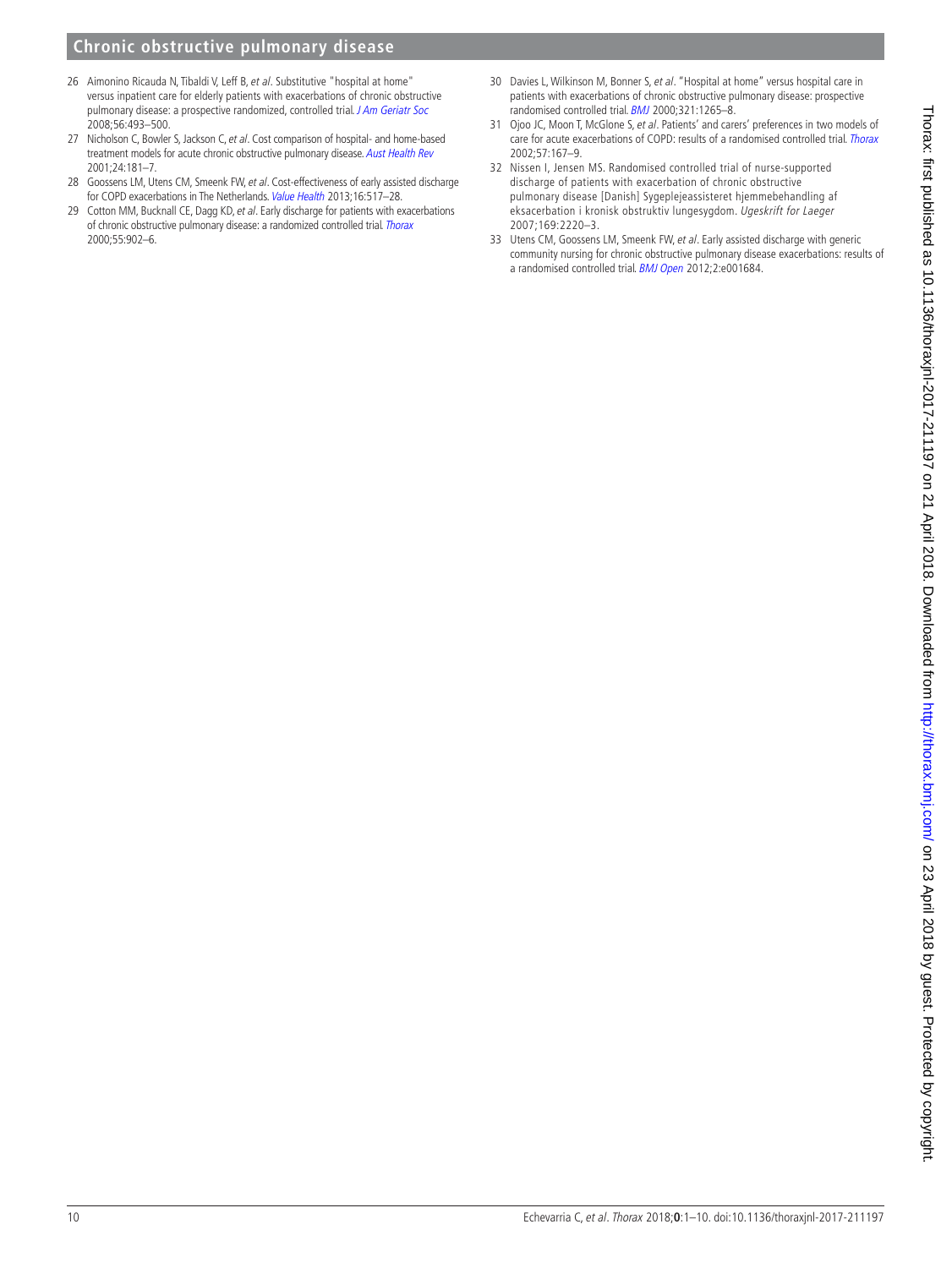26 Aimonino Ricauda N, Tibaldi V, Leff B, *et al*. Substitutive "hospital at home" versus inpatient care for elderly patients with exacerbations of chronic obstructive pulmonary disease: a prospective randomized, controlled trial. *J Am Geriatr Soc* 2008;56:493–500.

27 Nicholson C, Bowler S, Jackson C, *et al*. Cost comparison of hospital- and home-based treatment models for acute chronic obstructive pulmonary disease. *Aust Health Rev* 2001;24:181–7.

28 Goossens LM, Utens CM, Smeenk FW, *et al*. Cost-effectiveness of early assisted discharge for COPD exacerbations in The Netherlands. *Value Health* 2013;16:517–28.

29 Cotton MM, Bucknall CE, Dagg KD, *et al*. Early discharge for patients with exacerbations of chronic obstructive pulmonary disease: a randomized controlled trial. *Thorax* 2000;55:902–6.

30 Davies L, Wilkinson M, Bonner S, *et al*. "Hospital at home" versus hospital care in patients with exacerbations of chronic obstructive pulmonary disease: prospective randomised controlled trial. *BMJ* 2000;321:1265–8.

31 Ojoo JC, Moon T, McGlone S, *et al*. Patients' and carers' preferences in two models of care for acute exacerbations of COPD: results of a randomised controlled trial. *Thorax* 2002;57:167–9.

32 Nissen I, Jensen MS. Randomised controlled trial of nurse-supported discharge of patients with exacerbation of chronic obstructive pulmonary disease [Danish] Sygeplejeassisteret hjemmebehandling af eksacerbation i kronisk obstruktiv lungesygdom. *Ugeskrift for Laeger* 2007;169:2220–3.

33 Utens CM, Goossens LM, Smeenk FW, *et al*. Early assisted discharge with generic community nursing for chronic obstructive pulmonary disease exacerbations: results of a randomised controlled trial. *BMJ Open* 2012;2:e001684.